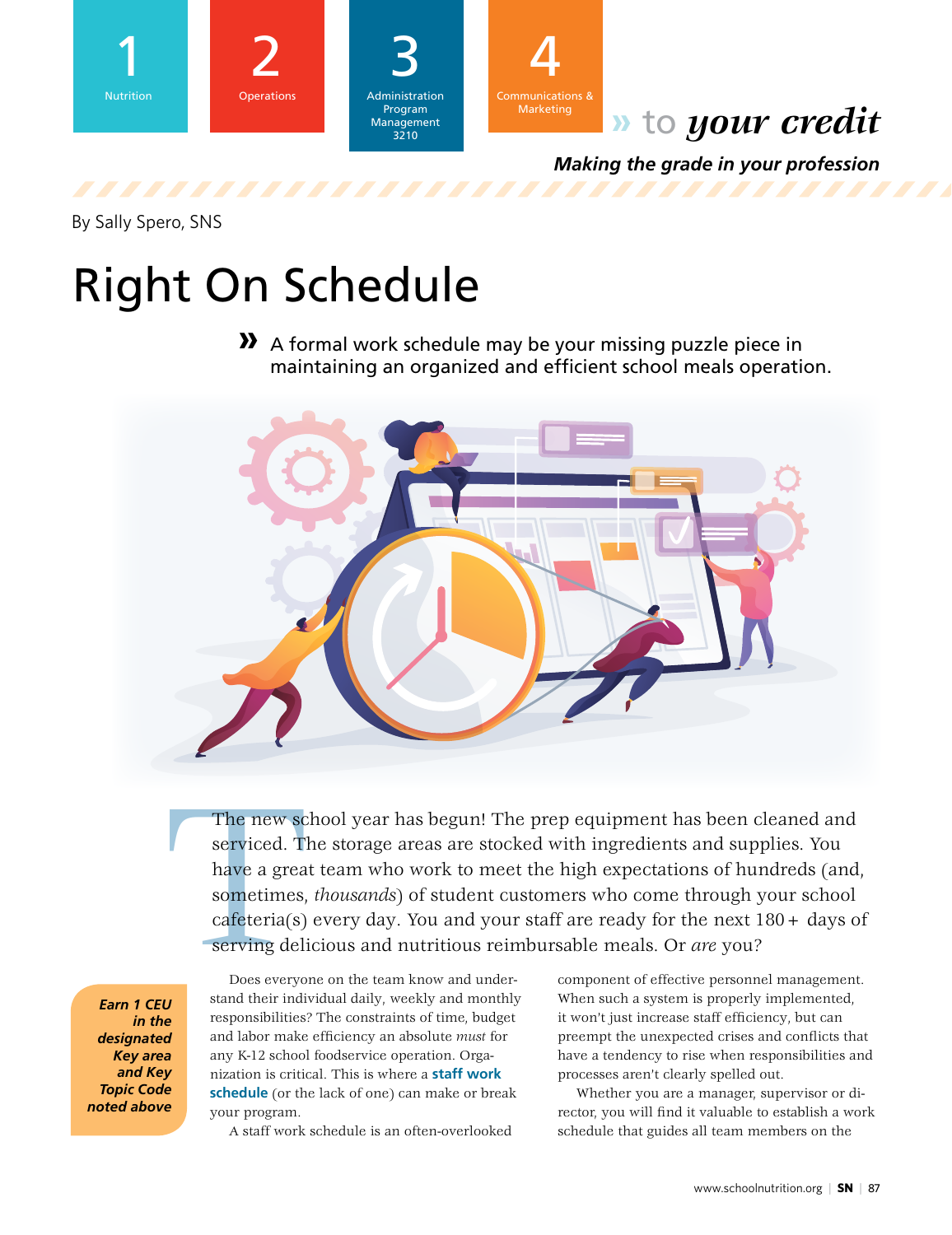1 Nutrition | 2 Operations | 3 Administration Program Management 3210 | 4 Communications & Marketing

» to *your credit*

***Making the grade in your profession***

By Sally Spero, SNS

# Right On Schedule

» A formal work schedule may be your missing puzzle piece in maintaining an organized and efficient school meals operation.

The new school year has begun! The prep equipment has been cleaned and serviced. The storage areas are stocked with ingredients and supplies. You have a great team who work to meet the high expectations of hundreds (and, sometimes, *thousands*) of student customers who come through your school cafeteria(s) every day. You and your staff are ready for the next 180+ days of serving delicious and nutritious reimbursable meals. Or *are* you?

***Earn 1 CEU in the designated Key area and Key Topic Code noted above***

Does everyone on the team know and understand their individual daily, weekly and monthly responsibilities? The constraints of time, budget and labor make efficiency an absolute *must* for any K-12 school foodservice operation. Organization is critical. This is where a **staff work schedule** (or the lack of one) can make or break your program.

A staff work schedule is an often-overlooked component of effective personnel management. When such a system is properly implemented, it won't just increase staff efficiency, but can preempt the unexpected crises and conflicts that have a tendency to rise when responsibilities and processes aren't clearly spelled out.

Whether you are a manager, supervisor or director, you will find it valuable to establish a work schedule that guides all team members on the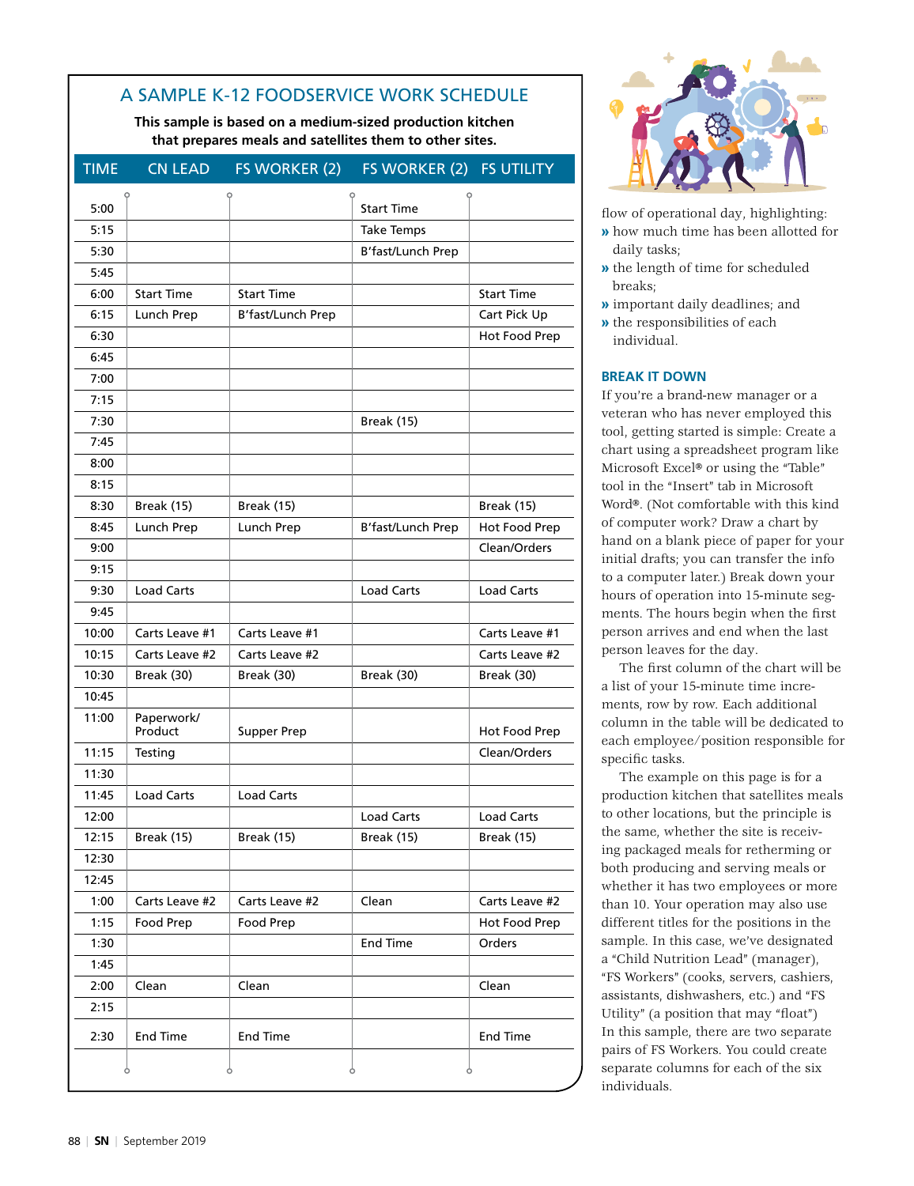## A SAMPLE K-12 FOODSERVICE WORK SCHEDULE

**This sample is based on a medium-sized production kitchen that prepares meals and satellites them to other sites.**

| TIME | CN LEAD | FS WORKER (2) | FS WORKER (2) | FS UTILITY |
|---|---|---|---|---|
| 5:00 | | | Start Time | |
| 5:15 | | | Take Temps | |
| 5:30 | | | B'fast/Lunch Prep | |
| 5:45 | | | | |
| 6:00 | Start Time | Start Time | | Start Time |
| 6:15 | Lunch Prep | B'fast/Lunch Prep | | Cart Pick Up |
| 6:30 | | | | Hot Food Prep |
| 6:45 | | | | |
| 7:00 | | | | |
| 7:15 | | | | |
| 7:30 | | | Break (15) | |
| 7:45 | | | | |
| 8:00 | | | | |
| 8:15 | | | | |
| 8:30 | Break (15) | Break (15) | | Break (15) |
| 8:45 | Lunch Prep | Lunch Prep | B'fast/Lunch Prep | Hot Food Prep |
| 9:00 | | | | Clean/Orders |
| 9:15 | | | | |
| 9:30 | Load Carts | | Load Carts | Load Carts |
| 9:45 | | | | |
| 10:00 | Carts Leave #1 | Carts Leave #1 | | Carts Leave #1 |
| 10:15 | Carts Leave #2 | Carts Leave #2 | | Carts Leave #2 |
| 10:30 | Break (30) | Break (30) | Break (30) | Break (30) |
| 10:45 | | | | |
| 11:00 | Paperwork/ Product | Supper Prep | | Hot Food Prep |
| 11:15 | Testing | | | Clean/Orders |
| 11:30 | | | | |
| 11:45 | Load Carts | Load Carts | | |
| 12:00 | | | Load Carts | Load Carts |
| 12:15 | Break (15) | Break (15) | Break (15) | Break (15) |
| 12:30 | | | | |
| 12:45 | | | | |
| 1:00 | Carts Leave #2 | Carts Leave #2 | Clean | Carts Leave #2 |
| 1:15 | Food Prep | Food Prep | | Hot Food Prep |
| 1:30 | | | End Time | Orders |
| 1:45 | | | | |
| 2:00 | Clean | Clean | | Clean |
| 2:15 | | | | |
| 2:30 | End Time | End Time | | End Time |

flow of operational day, highlighting:

- how much time has been allotted for daily tasks;
- the length of time for scheduled breaks;
- important daily deadlines; and
- the responsibilities of each individual.

### BREAK IT DOWN

If you're a brand-new manager or a veteran who has never employed this tool, getting started is simple: Create a chart using a spreadsheet program like Microsoft Excel® or using the "Table" tool in the "Insert" tab in Microsoft Word®. (Not comfortable with this kind of computer work? Draw a chart by hand on a blank piece of paper for your initial drafts; you can transfer the info to a computer later.) Break down your hours of operation into 15-minute segments. The hours begin when the first person arrives and end when the last person leaves for the day.

The first column of the chart will be a list of your 15-minute time increments, row by row. Each additional column in the table will be dedicated to each employee/position responsible for specific tasks.

The example on this page is for a production kitchen that satellites meals to other locations, but the principle is the same, whether the site is receiving packaged meals for retherming or both producing and serving meals or whether it has two employees or more than 10. Your operation may also use different titles for the positions in the sample. In this case, we've designated a "Child Nutrition Lead" (manager), "FS Workers" (cooks, servers, cashiers, assistants, dishwashers, etc.) and "FS Utility" (a position that may "float") In this sample, there are two separate pairs of FS Workers. You could create separate columns for each of the six individuals.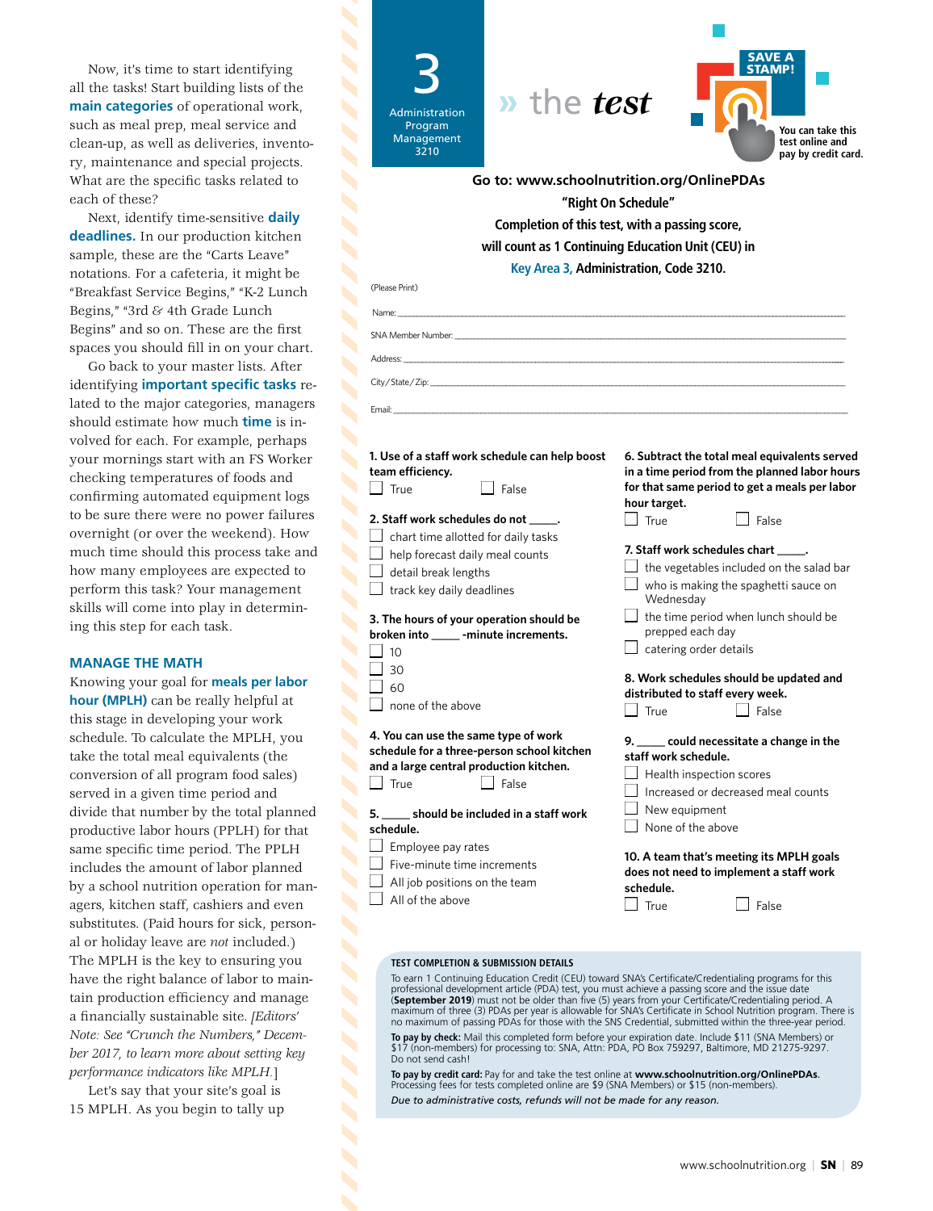Now, it's time to start identifying all the tasks! Start building lists of the **main categories** of operational work, such as meal prep, meal service and clean-up, as well as deliveries, inventory, maintenance and special projects. What are the specific tasks related to each of these?

Next, identify time-sensitive **daily deadlines.** In our production kitchen sample, these are the "Carts Leave" notations. For a cafeteria, it might be "Breakfast Service Begins," "K-2 Lunch Begins," "3rd & 4th Grade Lunch Begins" and so on. These are the first spaces you should fill in on your chart.

Go back to your master lists. After identifying **important specific tasks** related to the major categories, managers should estimate how much **time** is involved for each. For example, perhaps your mornings start with an FS Worker checking temperatures of foods and confirming automated equipment logs to be sure there were no power failures overnight (or over the weekend). How much time should this process take and how many employees are expected to perform this task? Your management skills will come into play in determining this step for each task.

### MANAGE THE MATH

Knowing your goal for **meals per labor hour (MPLH)** can be really helpful at this stage in developing your work schedule. To calculate the MPLH, you take the total meal equivalents (the conversion of all program food sales) served in a given time period and divide that number by the total planned productive labor hours (PPLH) for that same specific time period. The PPLH includes the amount of labor planned by a school nutrition operation for managers, kitchen staff, cashiers and even substitutes. (Paid hours for sick, personal or holiday leave are *not* included.) The MPLH is the key to ensuring you have the right balance of labor to maintain production efficiency and manage a financially sustainable site. *[Editors' Note: See "Crunch the Numbers," December 2017, to learn more about setting key performance indicators like MPLH.]*

Let's say that your site's goal is 15 MPLH. As you begin to tally up

**3**
Administration
Program
Management
3210

# » the *test*

**SAVE A STAMP!**
**You can take this test online and pay by credit card.**

**Go to: www.schoolnutrition.org/OnlinePDAs**
**"Right On Schedule"**
**Completion of this test, with a passing score, will count as 1 Continuing Education Unit (CEU) in Key Area 3, Administration, Code 3210.**

(Please Print)

Name: ______________________________

SNA Member Number: ______________________________

Address: ______________________________

City/State/Zip: ______________________________

Email: ______________________________

**1. Use of a staff work schedule can help boost team efficiency.**
- ☐ True
- ☐ False

**2. Staff work schedules do not _____.**
- ☐ chart time allotted for daily tasks
- ☐ help forecast daily meal counts
- ☐ detail break lengths
- ☐ track key daily deadlines

**3. The hours of your operation should be broken into _____ -minute increments.**
- ☐ 10
- ☐ 30
- ☐ 60
- ☐ none of the above

**4. You can use the same type of work schedule for a three-person school kitchen and a large central production kitchen.**
- ☐ True
- ☐ False

**5. _____ should be included in a staff work schedule.**
- ☐ Employee pay rates
- ☐ Five-minute time increments
- ☐ All job positions on the team
- ☐ All of the above

**6. Subtract the total meal equivalents served in a time period from the planned labor hours for that same period to get a meals per labor hour target.**
- ☐ True
- ☐ False

**7. Staff work schedules chart _____.**
- ☐ the vegetables included on the salad bar
- ☐ who is making the spaghetti sauce on Wednesday
- ☐ the time period when lunch should be prepped each day
- ☐ catering order details

**8. Work schedules should be updated and distributed to staff every week.**
- ☐ True
- ☐ False

**9. _____ could necessitate a change in the staff work schedule.**
- ☐ Health inspection scores
- ☐ Increased or decreased meal counts
- ☐ New equipment
- ☐ None of the above

**10. A team that's meeting its MPLH goals does not need to implement a staff work schedule.**
- ☐ True
- ☐ False

**TEST COMPLETION & SUBMISSION DETAILS**

To earn 1 Continuing Education Credit (CEU) toward SNA's Certificate/Credentialing programs for this professional development article (PDA) test, you must achieve a passing score and the issue date (**September 2019**) must not be older than five (5) years from your Certificate/Credentialing period. A maximum of three (3) PDAs per year is allowable for SNA's Certificate in School Nutrition program. There is no maximum of passing PDAs for those with the SNS Credential, submitted within the three-year period.

**To pay by check:** Mail this completed form before your expiration date. Include $11 (SNA Members) or $17 (non-members) for processing to: SNA, Attn: PDA, PO Box 759297, Baltimore, MD 21275-9297. Do not send cash!

**To pay by credit card:** Pay for and take the test online at **www.schoolnutrition.org/OnlinePDAs**. Processing fees for tests completed online are $9 (SNA Members) or $15 (non-members).

*Due to administrative costs, refunds will not be made for any reason.*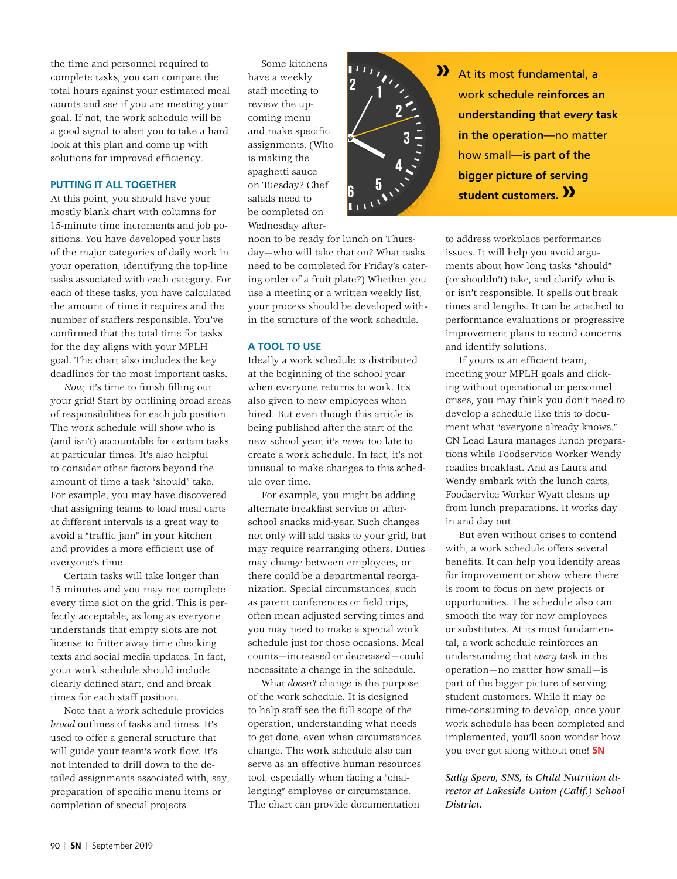the time and personnel required to complete tasks, you can compare the total hours against your estimated meal counts and see if you are meeting your goal. If not, the work schedule will be a good signal to alert you to take a hard look at this plan and come up with solutions for improved efficiency.

## PUTTING IT ALL TOGETHER

At this point, you should have your mostly blank chart with columns for 15-minute time increments and job positions. You have developed your lists of the major categories of daily work in your operation, identifying the top-line tasks associated with each category. For each of these tasks, you have calculated the amount of time it requires and the number of staffers responsible. You've confirmed that the total time for tasks for the day aligns with your MPLH goal. The chart also includes the key deadlines for the most important tasks.

*Now,* it's time to finish filling out your grid! Start by outlining broad areas of responsibilities for each job position. The work schedule will show who is (and isn't) accountable for certain tasks at particular times. It's also helpful to consider other factors beyond the amount of time a task "should" take. For example, you may have discovered that assigning teams to load meal carts at different intervals is a great way to avoid a "traffic jam" in your kitchen and provides a more efficient use of everyone's time.

Certain tasks will take longer than 15 minutes and you may not complete every time slot on the grid. This is perfectly acceptable, as long as everyone understands that empty slots are not license to fritter away time checking texts and social media updates. In fact, your work schedule should include clearly defined start, end and break times for each staff position.

Note that a work schedule provides *broad* outlines of tasks and times. It's used to offer a general structure that will guide your team's work flow. It's not intended to drill down to the detailed assignments associated with, say, preparation of specific menu items or completion of special projects.

Some kitchens have a weekly staff meeting to review the upcoming menu and make specific assignments. (Who is making the spaghetti sauce on Tuesday? Chef salads need to be completed on Wednesday afternoon to be ready for lunch on Thursday—who will take that on? What tasks need to be completed for Friday's catering order of a fruit plate?) Whether you use a meeting or a written weekly list, your process should be developed within the structure of the work schedule.

## A TOOL TO USE

Ideally a work schedule is distributed at the beginning of the school year when everyone returns to work. It's also given to new employees when hired. But even though this article is being published after the start of the new school year, it's *never* too late to create a work schedule. In fact, it's not unusual to make changes to this schedule over time.

For example, you might be adding alternate breakfast service or after-school snacks mid-year. Such changes not only will add tasks to your grid, but may require rearranging others. Duties may change between employees, or there could be a departmental reorganization. Special circumstances, such as parent conferences or field trips, often mean adjusted serving times and you may need to make a special work schedule just for those occasions. Meal counts—increased or decreased—could necessitate a change in the schedule.

What *doesn't* change is the purpose of the work schedule. It is designed to help staff see the full scope of the operation, understanding what needs to get done, even when circumstances change. The work schedule also can serve as an effective human resources tool, especially when facing a "challenging" employee or circumstance. The chart can provide documentation to address workplace performance issues. It will help you avoid arguments about how long tasks "should" (or shouldn't) take, and clarify who is or isn't responsible. It spells out break times and lengths. It can be attached to performance evaluations or progressive improvement plans to record concerns and identify solutions.

» At its most fundamental, a work schedule **reinforces an understanding that *every* task in the operation**—no matter how small—**is part of the bigger picture of serving student customers.** »

If yours is an efficient team, meeting your MPLH goals and clicking without operational or personnel crises, you may think you don't need to develop a schedule like this to document what "everyone already knows." CN Lead Laura manages lunch preparations while Foodservice Worker Wendy readies breakfast. And as Laura and Wendy embark with the lunch carts, Foodservice Worker Wyatt cleans up from lunch preparations. It works day in and day out.

But even without crises to contend with, a work schedule offers several benefits. It can help you identify areas for improvement or show where there is room to focus on new projects or opportunities. The schedule also can smooth the way for new employees or substitutes. At its most fundamental, a work schedule reinforces an understanding that *every* task in the operation—no matter how small—is part of the bigger picture of serving student customers. While it may be time-consuming to develop, once your work schedule has been completed and implemented, you'll soon wonder how you ever got along without one! **SN**

*Sally Spero, SNS, is Child Nutrition director at Lakeside Union (Calif.) School District.*